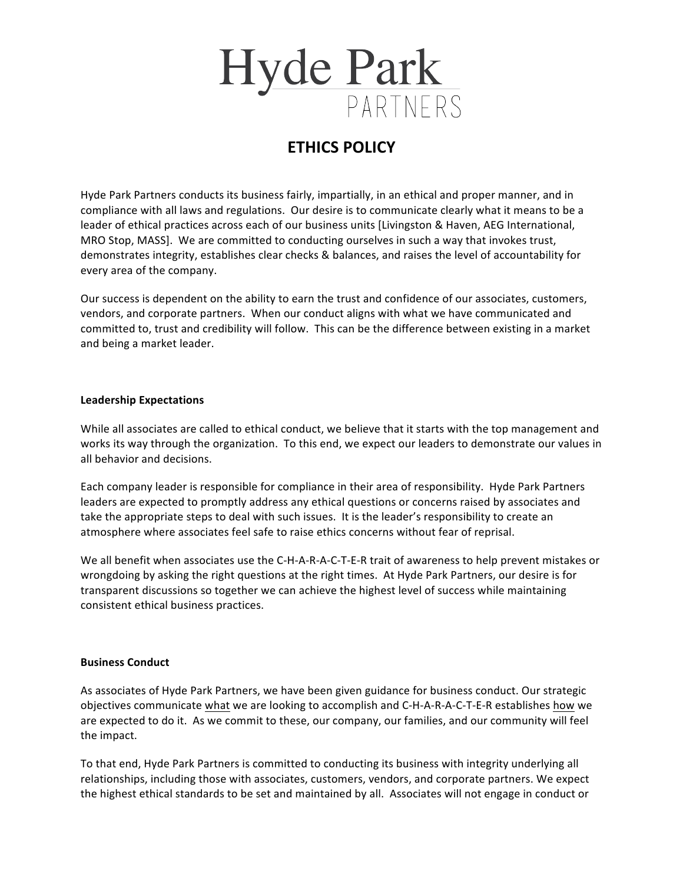# Hyde Park
## PARTNERS

## ETHICS POLICY

Hyde Park Partners conducts its business fairly, impartially, in an ethical and proper manner, and in compliance with all laws and regulations. Our desire is to communicate clearly what it means to be a leader of ethical practices across each of our business units [Livingston & Haven, AEG International, MRO Stop, MASS]. We are committed to conducting ourselves in such a way that invokes trust, demonstrates integrity, establishes clear checks & balances, and raises the level of accountability for every area of the company.

Our success is dependent on the ability to earn the trust and confidence of our associates, customers, vendors, and corporate partners. When our conduct aligns with what we have communicated and committed to, trust and credibility will follow. This can be the difference between existing in a market and being a market leader.

**Leadership Expectations**

While all associates are called to ethical conduct, we believe that it starts with the top management and works its way through the organization. To this end, we expect our leaders to demonstrate our values in all behavior and decisions.

Each company leader is responsible for compliance in their area of responsibility. Hyde Park Partners leaders are expected to promptly address any ethical questions or concerns raised by associates and take the appropriate steps to deal with such issues. It is the leader's responsibility to create an atmosphere where associates feel safe to raise ethics concerns without fear of reprisal.

We all benefit when associates use the C-H-A-R-A-C-T-E-R trait of awareness to help prevent mistakes or wrongdoing by asking the right questions at the right times. At Hyde Park Partners, our desire is for transparent discussions so together we can achieve the highest level of success while maintaining consistent ethical business practices.

**Business Conduct**

As associates of Hyde Park Partners, we have been given guidance for business conduct. Our strategic objectives communicate what we are looking to accomplish and C-H-A-R-A-C-T-E-R establishes how we are expected to do it. As we commit to these, our company, our families, and our community will feel the impact.

To that end, Hyde Park Partners is committed to conducting its business with integrity underlying all relationships, including those with associates, customers, vendors, and corporate partners. We expect the highest ethical standards to be set and maintained by all. Associates will not engage in conduct or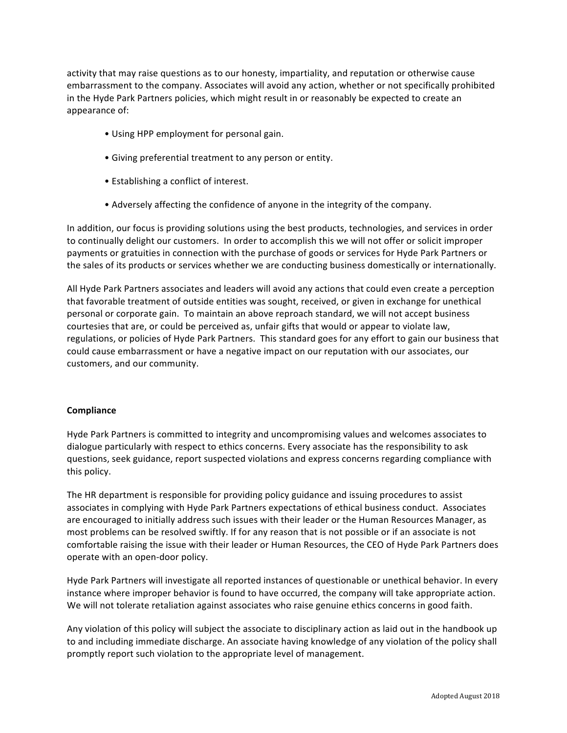activity that may raise questions as to our honesty, impartiality, and reputation or otherwise cause embarrassment to the company. Associates will avoid any action, whether or not specifically prohibited in the Hyde Park Partners policies, which might result in or reasonably be expected to create an appearance of:

- Using HPP employment for personal gain.
- Giving preferential treatment to any person or entity.
- Establishing a conflict of interest.
- Adversely affecting the confidence of anyone in the integrity of the company.

In addition, our focus is providing solutions using the best products, technologies, and services in order to continually delight our customers. In order to accomplish this we will not offer or solicit improper payments or gratuities in connection with the purchase of goods or services for Hyde Park Partners or the sales of its products or services whether we are conducting business domestically or internationally.

All Hyde Park Partners associates and leaders will avoid any actions that could even create a perception that favorable treatment of outside entities was sought, received, or given in exchange for unethical personal or corporate gain. To maintain an above reproach standard, we will not accept business courtesies that are, or could be perceived as, unfair gifts that would or appear to violate law, regulations, or policies of Hyde Park Partners. This standard goes for any effort to gain our business that could cause embarrassment or have a negative impact on our reputation with our associates, our customers, and our community.

**Compliance**

Hyde Park Partners is committed to integrity and uncompromising values and welcomes associates to dialogue particularly with respect to ethics concerns. Every associate has the responsibility to ask questions, seek guidance, report suspected violations and express concerns regarding compliance with this policy.

The HR department is responsible for providing policy guidance and issuing procedures to assist associates in complying with Hyde Park Partners expectations of ethical business conduct. Associates are encouraged to initially address such issues with their leader or the Human Resources Manager, as most problems can be resolved swiftly. If for any reason that is not possible or if an associate is not comfortable raising the issue with their leader or Human Resources, the CEO of Hyde Park Partners does operate with an open-door policy.

Hyde Park Partners will investigate all reported instances of questionable or unethical behavior. In every instance where improper behavior is found to have occurred, the company will take appropriate action. We will not tolerate retaliation against associates who raise genuine ethics concerns in good faith.

Any violation of this policy will subject the associate to disciplinary action as laid out in the handbook up to and including immediate discharge. An associate having knowledge of any violation of the policy shall promptly report such violation to the appropriate level of management.

Adopted August 2018